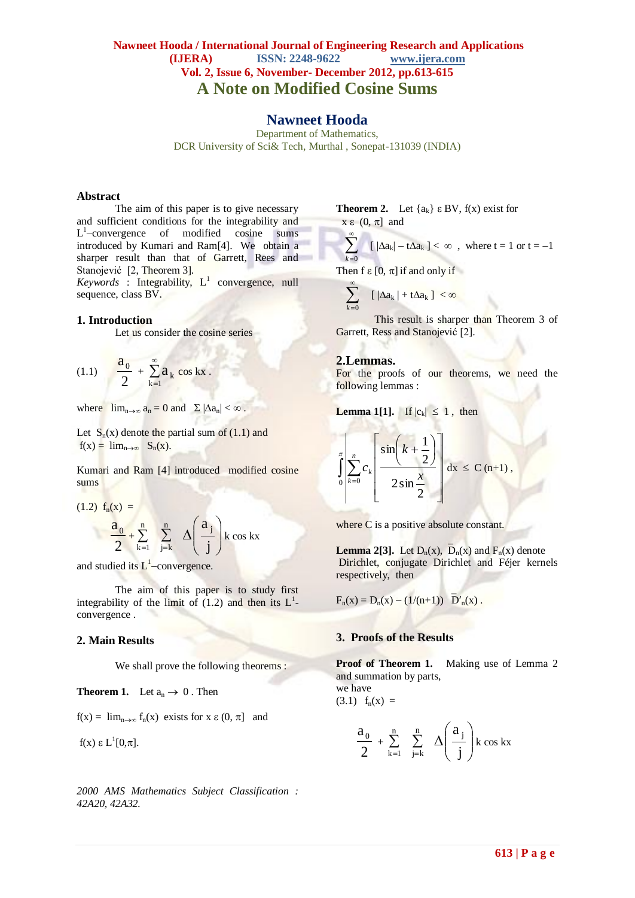# A Note on Modified Cosine Sums

## Nawneet Hooda

Department of Mathematics,
DCR University of Sci& Tech, Murthal , Sonepat-131039 (INDIA)

### Abstract

The aim of this paper is to give necessary and sufficient conditions for the integrability and $L^1$–convergence of modified cosine sums introduced by Kumari and Ram[4]. We obtain a sharper result than that of Garrett, Rees and Stanojević [2, Theorem 3].

*Keywords* : Integrability, $L^1$ convergence, null sequence, class BV.

### 1. Introduction

Let us consider the cosine series

$$(1.1)\qquad \frac{a_0}{2} + \sum_{k=1}^{\infty} a_k \cos kx .$$

where $\lim_{n\to\infty} a_n = 0$ and $\Sigma |\Delta a_n| < \infty$ .

Let $S_n(x)$ denote the partial sum of (1.1) and $f(x) = \lim_{n\to\infty} S_n(x)$.

Kumari and Ram [4] introduced modified cosine sums

$$(1.2)\quad f_n(x) = \frac{a_0}{2} + \sum_{k=1}^{n} \sum_{j=k}^{n} \Delta\left(\frac{a_j}{j}\right) k \cos kx$$

and studied its $L^1$–convergence.

The aim of this paper is to study first integrability of the limit of (1.2) and then its $L^1$-convergence .

### 2. Main Results

We shall prove the following theorems :

**Theorem 1.** Let $a_n \to 0$ . Then

$f(x) = \lim_{n\to\infty} f_n(x)$ exists for $x \,\varepsilon\, (0, \pi]$ and

$f(x) \,\varepsilon\, L^1[0,\pi]$.

**Theorem 2.** Let $\{a_k\} \,\varepsilon$ BV, f(x) exist for $x \,\varepsilon\, (0, \pi]$ and

$$\sum_{k=0}^{\infty} [\, |\Delta a_k| - t\Delta a_k \,] < \infty \;, \text{ where } t = 1 \text{ or } t = -1$$

Then $f \,\varepsilon\, [0, \pi]$ if and only if

$$\sum_{k=0}^{\infty} [\, |\Delta a_k| + t\Delta a_k \,] < \infty$$

This result is sharper than Theorem 3 of Garrett, Ress and Stanojević [2].

### 2.Lemmas.

For the proofs of our theorems, we need the following lemmas :

**Lemma 1[1].** If $|c_k| \le 1$ , then

$$\int_0^{\pi} \left| \sum_{k=0}^{n} c_k \left[ \frac{\sin\left(k+\frac{1}{2}\right)}{2\sin\frac{x}{2}} \right] \right| dx \le C\,(n+1)\,,$$

where C is a positive absolute constant.

**Lemma 2[3].** Let $D_n(x)$, $\bar{D}_n(x)$ and $F_n(x)$ denote Dirichlet, conjugate Dirichlet and Féjer kernels respectively, then

$$F_n(x) = D_n(x) - (1/(n+1))\; \bar{D}'_n(x)\,.$$

### 3. Proofs of the Results

**Proof of Theorem 1.** Making use of Lemma 2 and summation by parts,
we have

$$(3.1)\quad f_n(x) = \frac{a_0}{2} + \sum_{k=1}^{n} \sum_{j=k}^{n} \Delta\left(\frac{a_j}{j}\right) k \cos kx$$

*2000 AMS Mathematics Subject Classification : 42A20, 42A32.*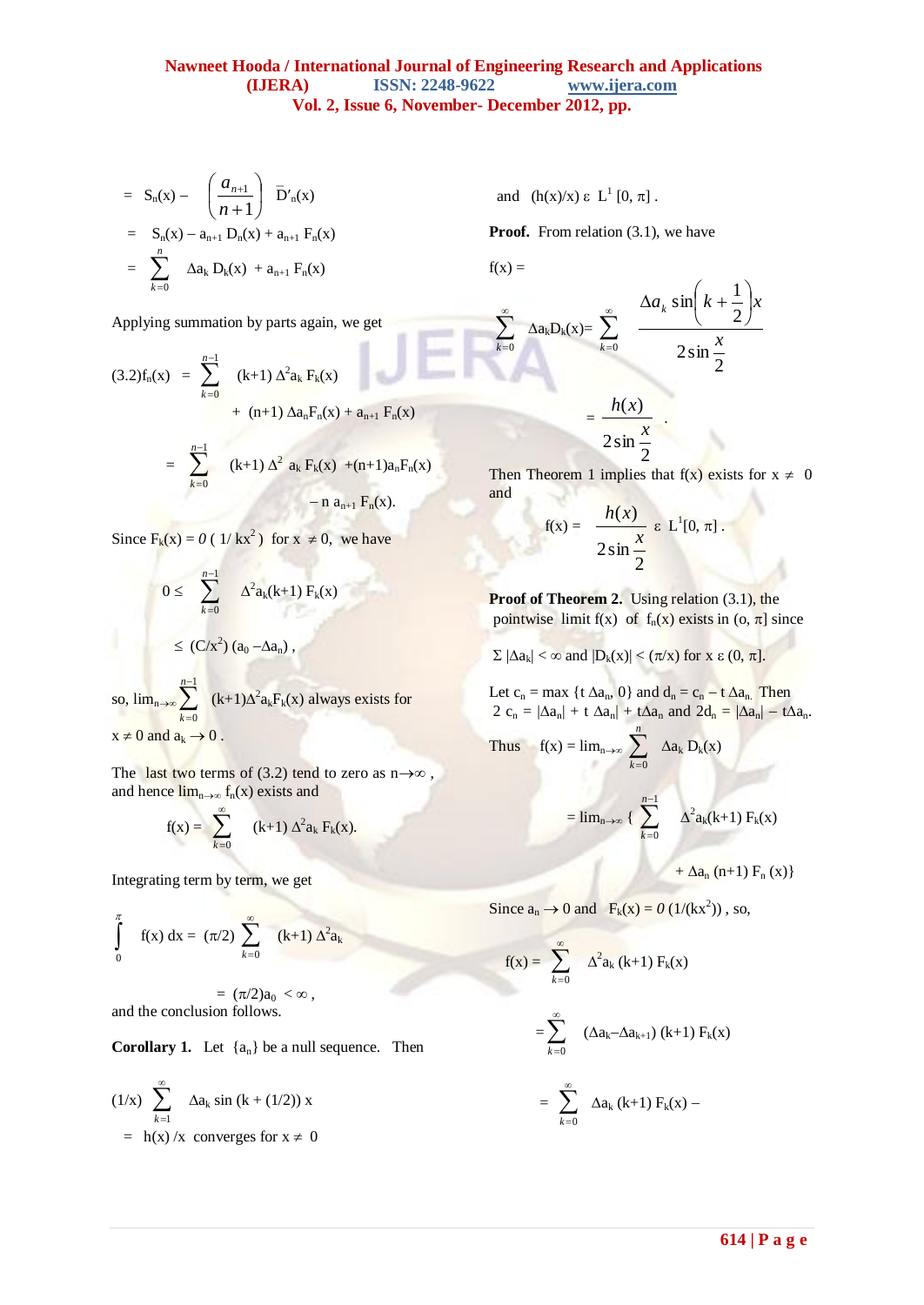$$= S_n(x) - \left(\frac{a_{n+1}}{n+1}\right) \bar{D}'_n(x)$$

$$= S_n(x) - a_{n+1} D_n(x) + a_{n+1} F_n(x)$$

$$= \sum_{k=0}^{n} \Delta a_k D_k(x) + a_{n+1} F_n(x)$$

Applying summation by parts again, we get

$$(3.2) f_n(x) = \sum_{k=0}^{n-1} (k+1) \Delta^2 a_k F_k(x) + (n+1) \Delta a_n F_n(x) + a_{n+1} F_n(x)$$

$$= \sum_{k=0}^{n-1} (k+1) \Delta^2 a_k F_k(x) + (n+1) a_n F_n(x) - n a_{n+1} F_n(x).$$

Since $F_k(x) = 0(1/kx^2)$ for $x \neq 0$, we have

$$0 \leq \sum_{k=0}^{n-1} \Delta^2 a_k (k+1) F_k(x)$$

$$\leq (C/x^2)(a_0 - \Delta a_n),$$

so, $\lim_{n\to\infty} \sum_{k=0}^{n-1} (k+1)\Delta^2 a_k F_k(x)$ always exists for $x \neq 0$ and $a_k \to 0$.

The last two terms of (3.2) tend to zero as $n \to \infty$, and hence $\lim_{n\to\infty} f_n(x)$ exists and

$$f(x) = \sum_{k=0}^{\infty} (k+1) \Delta^2 a_k F_k(x).$$

Integrating term by term, we get

$$\int_0^{\pi} f(x)\, dx = (\pi/2) \sum_{k=0}^{\infty} (k+1) \Delta^2 a_k$$

$$= (\pi/2) a_0 < \infty,$$

and the conclusion follows.

**Corollary 1.** Let $\{a_n\}$ be a null sequence. Then

$$(1/x) \sum_{k=1}^{\infty} \Delta a_k \sin(k + (1/2))\, x = h(x)/x \text{ converges for } x \neq 0$$

and $(h(x)/x)\ \varepsilon\ L^1[0, \pi]$.

**Proof.** From relation (3.1), we have

$$f(x) = \sum_{k=0}^{\infty} \Delta a_k D_k(x) = \sum_{k=0}^{\infty} \frac{\Delta a_k \sin\left(k+\frac{1}{2}\right)x}{2\sin\frac{x}{2}}$$

$$= \frac{h(x)}{2\sin\frac{x}{2}}.$$

Then Theorem 1 implies that f(x) exists for $x \neq 0$ and

$$f(x) = \frac{h(x)}{2\sin\frac{x}{2}}\ \varepsilon\ L^1[0, \pi].$$

**Proof of Theorem 2.** Using relation (3.1), the pointwise limit f(x) of $f_n(x)$ exists in $(0, \pi]$ since

$\Sigma |\Delta a_k| < \infty$ and $|D_k(x)| < (\pi/x)$ for $x\ \varepsilon\ (0, \pi]$.

Let $c_n = \max\{t\, \Delta a_n, 0\}$ and $d_n = c_n - t\, \Delta a_n$. Then $2 c_n = |\Delta a_n| + t\, \Delta a_n| + t\Delta a_n$ and $2d_n = |\Delta a_n| - t\Delta a_n$.

Thus $\quad f(x) = \lim_{n\to\infty} \sum_{k=0}^{n} \Delta a_k D_k(x)$

$$= \lim_{n\to\infty} \left\{ \sum_{k=0}^{n-1} \Delta^2 a_k (k+1) F_k(x) + \Delta a_n (n+1) F_n(x) \right\}$$

Since $a_n \to 0$ and $F_k(x) = 0(1/(kx^2))$, so,

$$f(x) = \sum_{k=0}^{\infty} \Delta^2 a_k (k+1) F_k(x)$$

$$= \sum_{k=0}^{\infty} (\Delta a_k - \Delta a_{k+1})(k+1) F_k(x)$$

$$= \sum_{k=0}^{\infty} \Delta a_k (k+1) F_k(x) -$$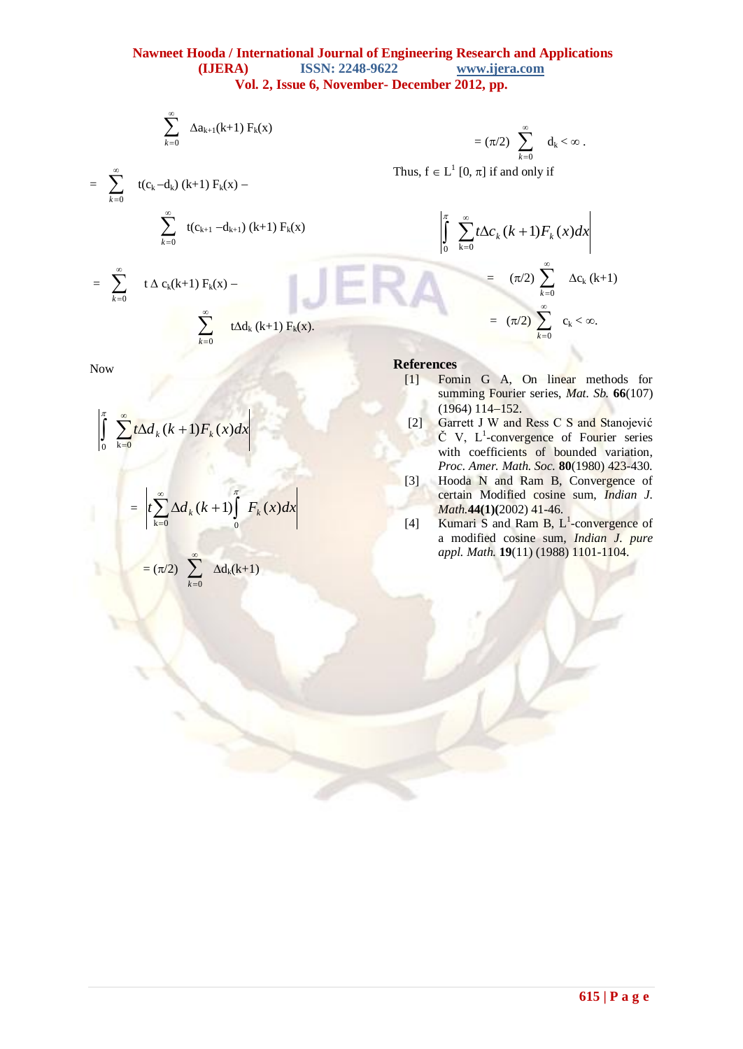$$\sum_{k=0}^{\infty} \Delta a_{k+1}(k+1) F_k(x)$$

$$= \sum_{k=0}^{\infty} t(c_k - d_k)(k+1) F_k(x) - \sum_{k=0}^{\infty} t(c_{k+1} - d_{k+1})(k+1) F_k(x)$$

$$= \sum_{k=0}^{\infty} t\,\Delta c_k(k+1) F_k(x) - \sum_{k=0}^{\infty} t\Delta d_k (k+1) F_k(x).$$

Now

$$\left| \int_0^{\pi} \sum_{k=0}^{\infty} t\Delta d_k (k+1) F_k(x) dx \right|$$

$$= \left| t \sum_{k=0}^{\infty} \Delta d_k (k+1) \int_0^{\pi} F_k(x) dx \right|$$

$$= (\pi/2) \sum_{k=0}^{\infty} \Delta d_k(k+1)$$

$$= (\pi/2) \sum_{k=0}^{\infty} d_k < \infty .$$

Thus, $f \in L^1 [0, \pi]$ if and only if

$$\left| \int_0^{\pi} \sum_{k=0}^{\infty} t\Delta c_k (k+1) F_k(x) dx \right|$$

$$= (\pi/2) \sum_{k=0}^{\infty} \Delta c_k (k+1)$$

$$= (\pi/2) \sum_{k=0}^{\infty} c_k < \infty.$$

## References

[1] Fomin G A, On linear methods for summing Fourier series, *Mat. Sb.* **66**(107) (1964) 114–152.

[2] Garrett J W and Ress C S and Stanojević Č V, $L^1$-convergence of Fourier series with coefficients of bounded variation, *Proc. Amer. Math. Soc.* **80**(1980) 423-430.

[3] Hooda N and Ram B, Convergence of certain Modified cosine sum, *Indian J. Math.***44(1)**(2002) 41-46.

[4] Kumari S and Ram B, $L^1$-convergence of a modified cosine sum, *Indian J. pure appl. Math.* **19**(11) (1988) 1101-1104.